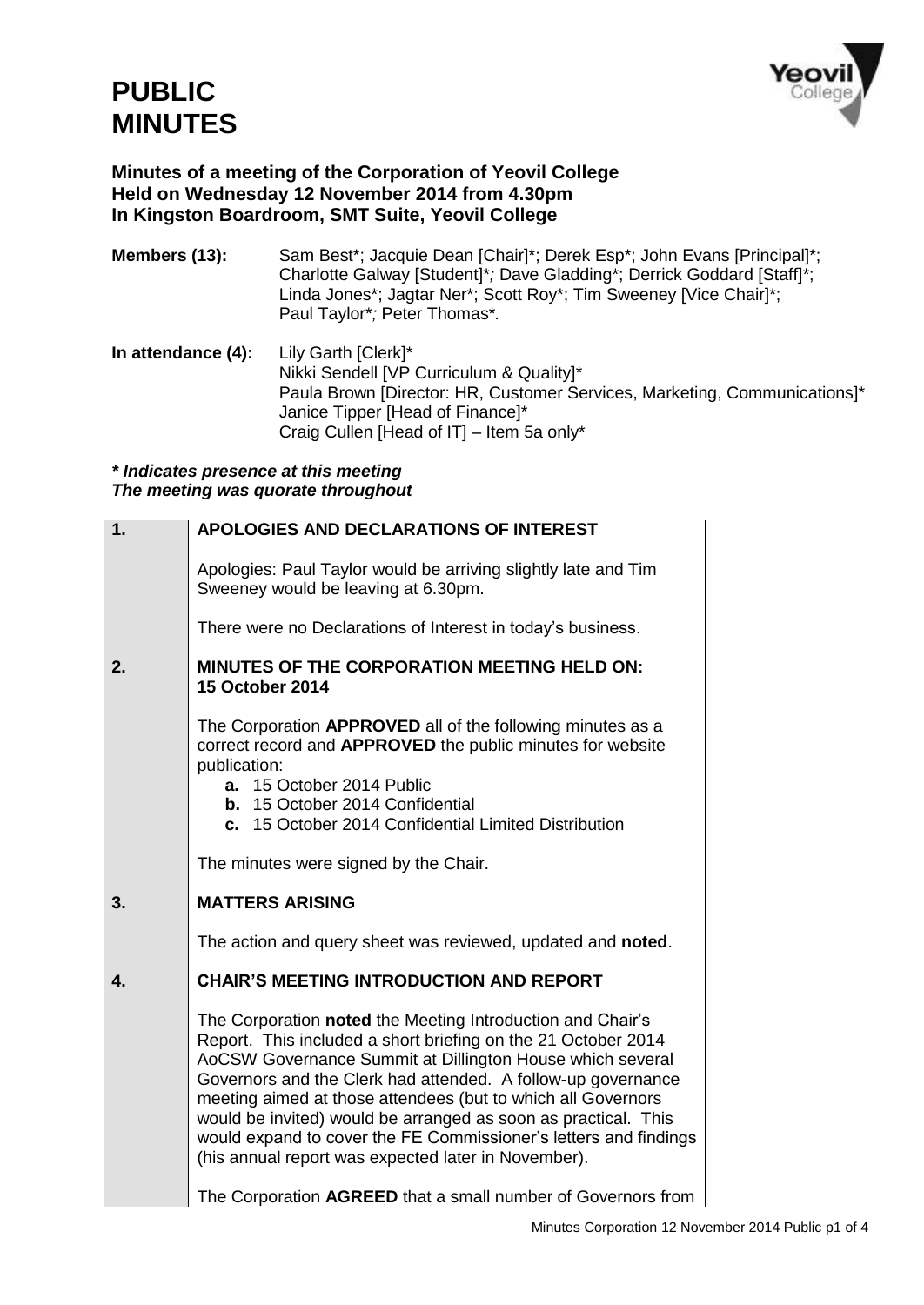# PUBLIC MINUTES

**Minutes of a meeting of the Corporation of Yeovil College**
**Held on Wednesday 12 November 2014 from 4.30pm**
**In Kingston Boardroom, SMT Suite, Yeovil College**

**Members (13):** Sam Best*; Jacquie Dean [Chair]*; Derek Esp*; John Evans [Principal]*; Charlotte Galway [Student]*; Dave Gladding*; Derrick Goddard [Staff]*; Linda Jones*; Jagtar Ner*; Scott Roy*; Tim Sweeney [Vice Chair]*; Paul Taylor*; Peter Thomas*.

**In attendance (4):** Lily Garth [Clerk]*
Nikki Sendell [VP Curriculum & Quality]*
Paula Brown [Director: HR, Customer Services, Marketing, Communications]*
Janice Tipper [Head of Finance]*
Craig Cullen [Head of IT] – Item 5a only*

***\* Indicates presence at this meeting***
***The meeting was quorate throughout***

**1. APOLOGIES AND DECLARATIONS OF INTEREST**

Apologies: Paul Taylor would be arriving slightly late and Tim Sweeney would be leaving at 6.30pm.

There were no Declarations of Interest in today's business.

**2. MINUTES OF THE CORPORATION MEETING HELD ON: 15 October 2014**

The Corporation **APPROVED** all of the following minutes as a correct record and **APPROVED** the public minutes for website publication:

- **a.** 15 October 2014 Public
- **b.** 15 October 2014 Confidential
- **c.** 15 October 2014 Confidential Limited Distribution

The minutes were signed by the Chair.

**3. MATTERS ARISING**

The action and query sheet was reviewed, updated and **noted**.

**4. CHAIR'S MEETING INTRODUCTION AND REPORT**

The Corporation **noted** the Meeting Introduction and Chair's Report. This included a short briefing on the 21 October 2014 AoCSW Governance Summit at Dillington House which several Governors and the Clerk had attended. A follow-up governance meeting aimed at those attendees (but to which all Governors would be invited) would be arranged as soon as practical. This would expand to cover the FE Commissioner's letters and findings (his annual report was expected later in November).

The Corporation **AGREED** that a small number of Governors from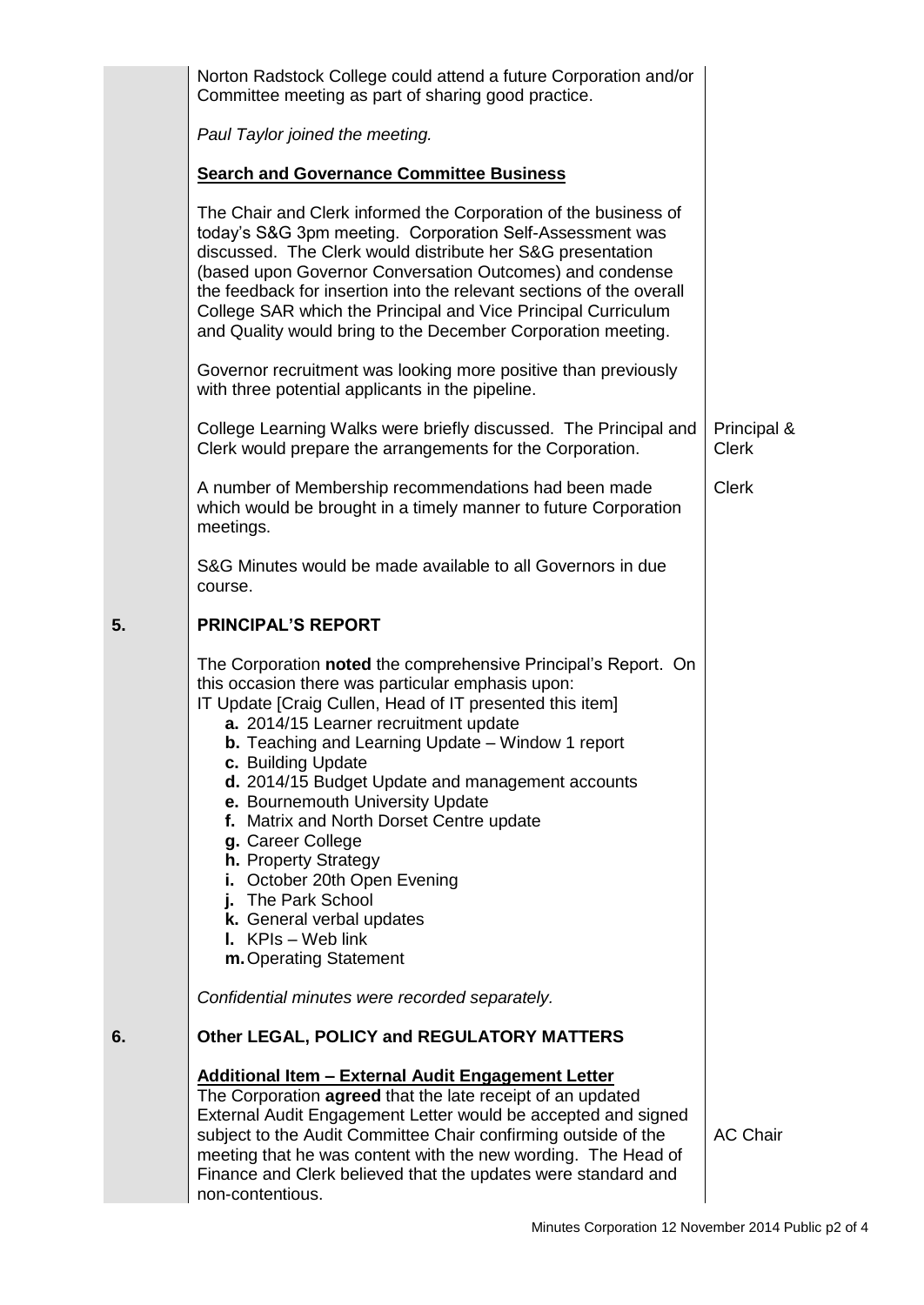| | | |
|---|---|---|
| | Norton Radstock College could attend a future Corporation and/or Committee meeting as part of sharing good practice. | |
| | *Paul Taylor joined the meeting.* | |
| | **Search and Governance Committee Business** | |
| | The Chair and Clerk informed the Corporation of the business of today's S&G 3pm meeting. Corporation Self-Assessment was discussed. The Clerk would distribute her S&G presentation (based upon Governor Conversation Outcomes) and condense the feedback for insertion into the relevant sections of the overall College SAR which the Principal and Vice Principal Curriculum and Quality would bring to the December Corporation meeting. | |
| | Governor recruitment was looking more positive than previously with three potential applicants in the pipeline. | |
| | College Learning Walks were briefly discussed. The Principal and Clerk would prepare the arrangements for the Corporation. | Principal & Clerk |
| | A number of Membership recommendations had been made which would be brought in a timely manner to future Corporation meetings. | Clerk |
| | S&G Minutes would be made available to all Governors in due course. | |
| **5.** | **PRINCIPAL'S REPORT** | |
| | The Corporation **noted** the comprehensive Principal's Report. On this occasion there was particular emphasis upon:<br>IT Update [Craig Cullen, Head of IT presented this item]<br>**a.** 2014/15 Learner recruitment update<br>**b.** Teaching and Learning Update – Window 1 report<br>**c.** Building Update<br>**d.** 2014/15 Budget Update and management accounts<br>**e.** Bournemouth University Update<br>**f.** Matrix and North Dorset Centre update<br>**g.** Career College<br>**h.** Property Strategy<br>**i.** October 20th Open Evening<br>**j.** The Park School<br>**k.** General verbal updates<br>**l.** KPIs – Web link<br>**m.** Operating Statement | |
| | *Confidential minutes were recorded separately.* | |
| **6.** | **Other LEGAL, POLICY and REGULATORY MATTERS** | |
| | **Additional Item – External Audit Engagement Letter**<br>The Corporation **agreed** that the late receipt of an updated External Audit Engagement Letter would be accepted and signed subject to the Audit Committee Chair confirming outside of the meeting that he was content with the new wording. The Head of Finance and Clerk believed that the updates were standard and non-contentious. | AC Chair |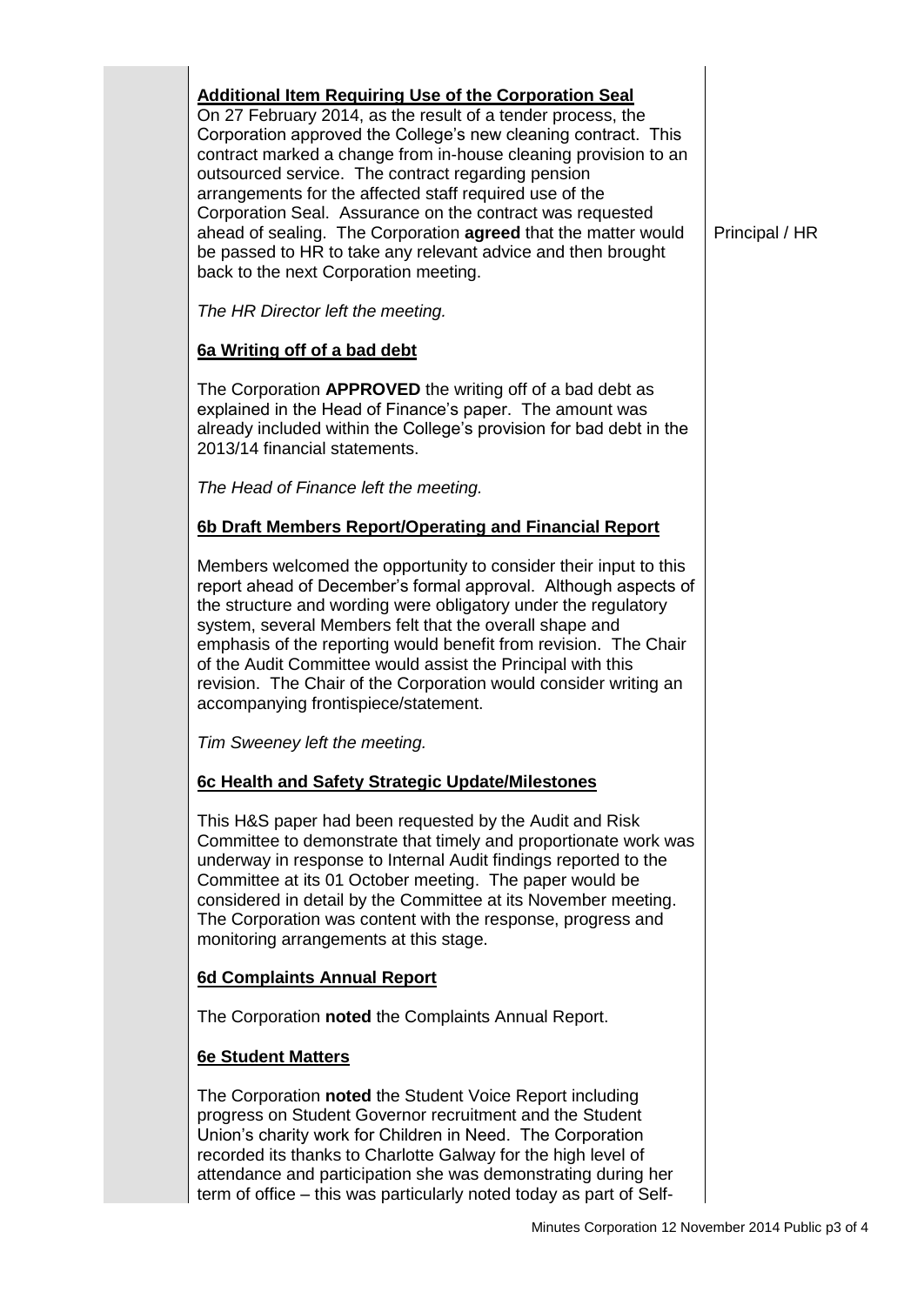**Additional Item Requiring Use of the Corporation Seal**

On 27 February 2014, as the result of a tender process, the Corporation approved the College's new cleaning contract. This contract marked a change from in-house cleaning provision to an outsourced service. The contract regarding pension arrangements for the affected staff required use of the Corporation Seal. Assurance on the contract was requested ahead of sealing. The Corporation **agreed** that the matter would be passed to HR to take any relevant advice and then brought back to the next Corporation meeting.

Principal / HR

*The HR Director left the meeting.*

**6a Writing off of a bad debt**

The Corporation **APPROVED** the writing off of a bad debt as explained in the Head of Finance's paper. The amount was already included within the College's provision for bad debt in the 2013/14 financial statements.

*The Head of Finance left the meeting.*

**6b Draft Members Report/Operating and Financial Report**

Members welcomed the opportunity to consider their input to this report ahead of December's formal approval. Although aspects of the structure and wording were obligatory under the regulatory system, several Members felt that the overall shape and emphasis of the reporting would benefit from revision. The Chair of the Audit Committee would assist the Principal with this revision. The Chair of the Corporation would consider writing an accompanying frontispiece/statement.

*Tim Sweeney left the meeting.*

**6c Health and Safety Strategic Update/Milestones**

This H&S paper had been requested by the Audit and Risk Committee to demonstrate that timely and proportionate work was underway in response to Internal Audit findings reported to the Committee at its 01 October meeting. The paper would be considered in detail by the Committee at its November meeting. The Corporation was content with the response, progress and monitoring arrangements at this stage.

**6d Complaints Annual Report**

The Corporation **noted** the Complaints Annual Report.

**6e Student Matters**

The Corporation **noted** the Student Voice Report including progress on Student Governor recruitment and the Student Union's charity work for Children in Need. The Corporation recorded its thanks to Charlotte Galway for the high level of attendance and participation she was demonstrating during her term of office – this was particularly noted today as part of Self-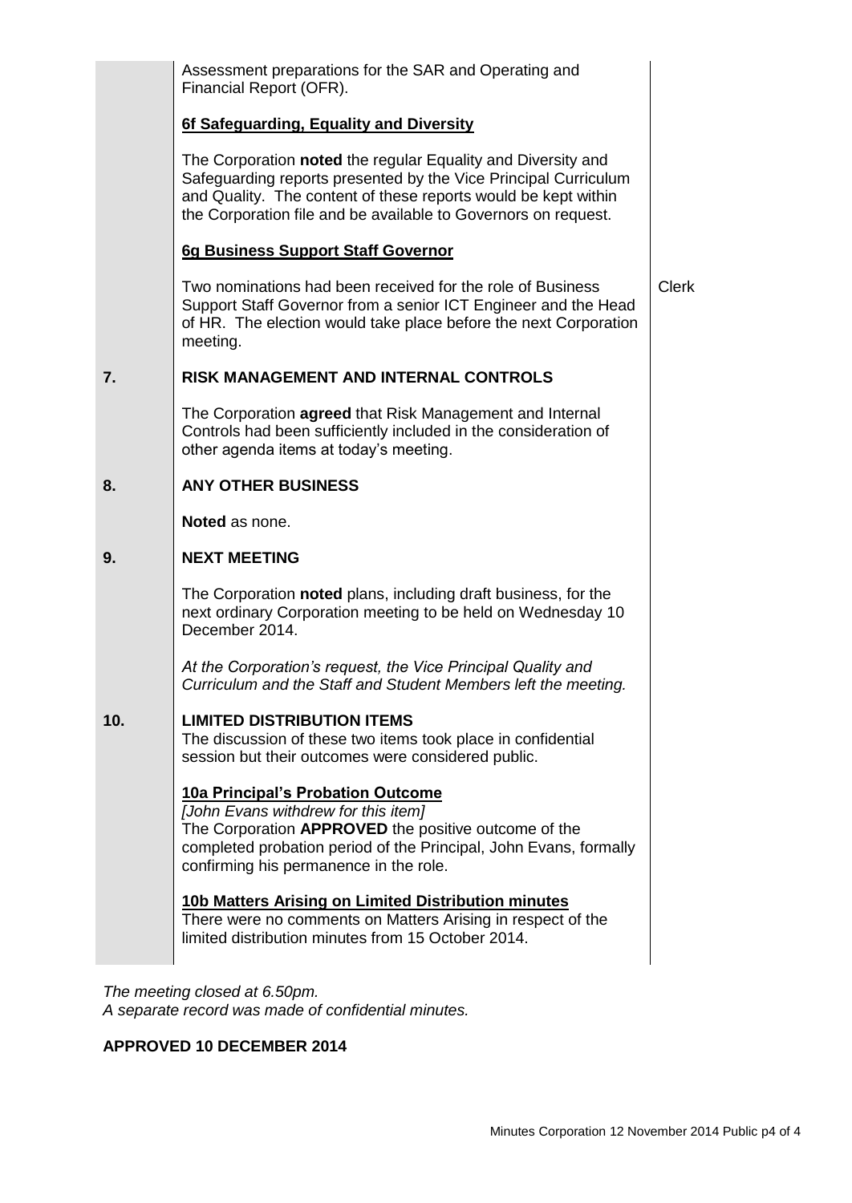| | | |
|---|---|---|
| | Assessment preparations for the SAR and Operating and Financial Report (OFR). | |
| | **6f Safeguarding, Equality and Diversity** | |
| | The Corporation **noted** the regular Equality and Diversity and Safeguarding reports presented by the Vice Principal Curriculum and Quality. The content of these reports would be kept within the Corporation file and be available to Governors on request. | |
| | **6g Business Support Staff Governor** | |
| | Two nominations had been received for the role of Business Support Staff Governor from a senior ICT Engineer and the Head of HR. The election would take place before the next Corporation meeting. | Clerk |
| **7.** | **RISK MANAGEMENT AND INTERNAL CONTROLS** | |
| | The Corporation **agreed** that Risk Management and Internal Controls had been sufficiently included in the consideration of other agenda items at today's meeting. | |
| **8.** | **ANY OTHER BUSINESS** | |
| | **Noted** as none. | |
| **9.** | **NEXT MEETING** | |
| | The Corporation **noted** plans, including draft business, for the next ordinary Corporation meeting to be held on Wednesday 10 December 2014. | |
| | *At the Corporation's request, the Vice Principal Quality and Curriculum and the Staff and Student Members left the meeting.* | |
| **10.** | **LIMITED DISTRIBUTION ITEMS** The discussion of these two items took place in confidential session but their outcomes were considered public. | |
| | **10a Principal's Probation Outcome** *[John Evans withdrew for this item]* The Corporation **APPROVED** the positive outcome of the completed probation period of the Principal, John Evans, formally confirming his permanence in the role. | |
| | **10b Matters Arising on Limited Distribution minutes** There were no comments on Matters Arising in respect of the limited distribution minutes from 15 October 2014. | |

*The meeting closed at 6.50pm.*
*A separate record was made of confidential minutes.*

**APPROVED 10 DECEMBER 2014**